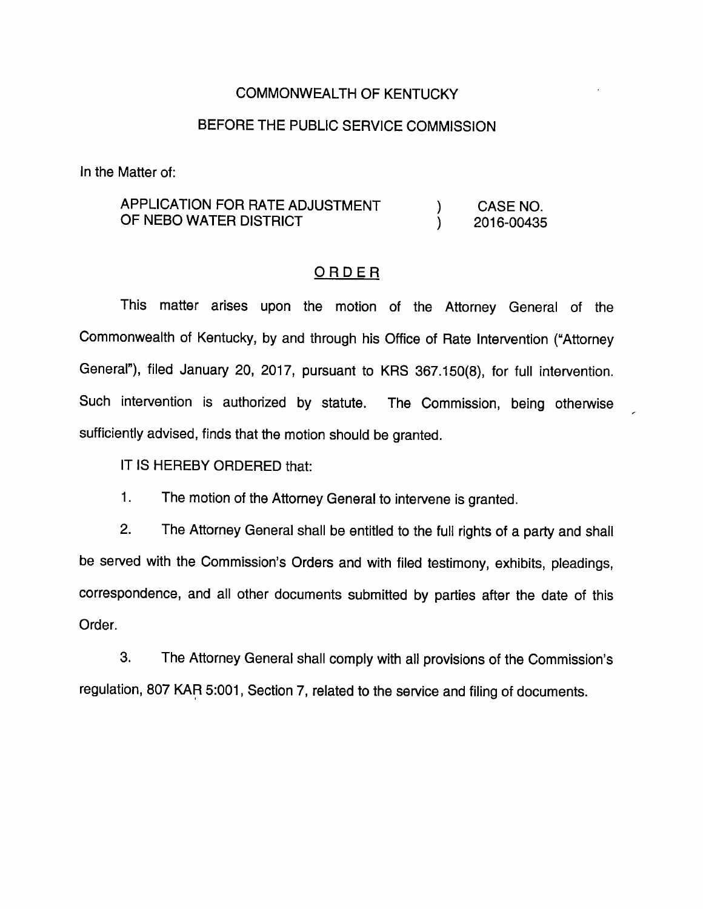COMMONWEALTH OF KENTUCKY

BEFORE THE PUBLIC SERVICE COMMISSION

In the Matter of:

| | | |
|---|---|---|
| APPLICATION FOR RATE ADJUSTMENT OF NEBO WATER DISTRICT | ) ) | CASE NO. 2016-00435 |

## ORDER

This matter arises upon the motion of the Attorney General of the Commonwealth of Kentucky, by and through his Office of Rate Intervention ("Attorney General"), filed January 20, 2017, pursuant to KRS 367.150(8), for full intervention. Such intervention is authorized by statute. The Commission, being otherwise sufficiently advised, finds that the motion should be granted.

IT IS HEREBY ORDERED that:

1. The motion of the Attorney General to intervene is granted.

2. The Attorney General shall be entitled to the full rights of a party and shall be served with the Commission's Orders and with filed testimony, exhibits, pleadings, correspondence, and all other documents submitted by parties after the date of this Order.

3. The Attorney General shall comply with all provisions of the Commission's regulation, 807 KAR 5:001, Section 7, related to the service and filing of documents.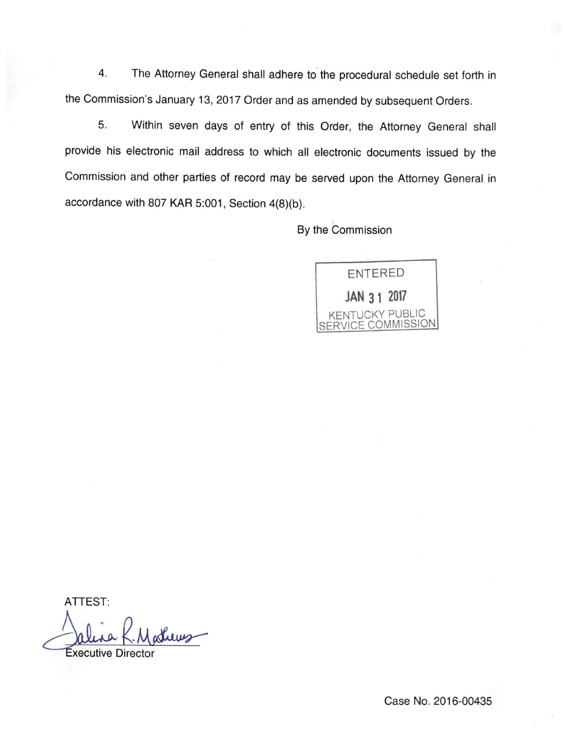4. The Attorney General shall adhere to the procedural schedule set forth in the Commission's January 13, 2017 Order and as amended by subsequent Orders.

5. Within seven days of entry of this Order, the Attorney General shall provide his electronic mail address to which all electronic documents issued by the Commission and other parties of record may be served upon the Attorney General in accordance with 807 KAR 5:001, Section 4(8)(b).

By the Commission

ENTERED

JAN 31 2017

KENTUCKY PUBLIC SERVICE COMMISSION

ATTEST:

Executive Director

Case No. 2016-00435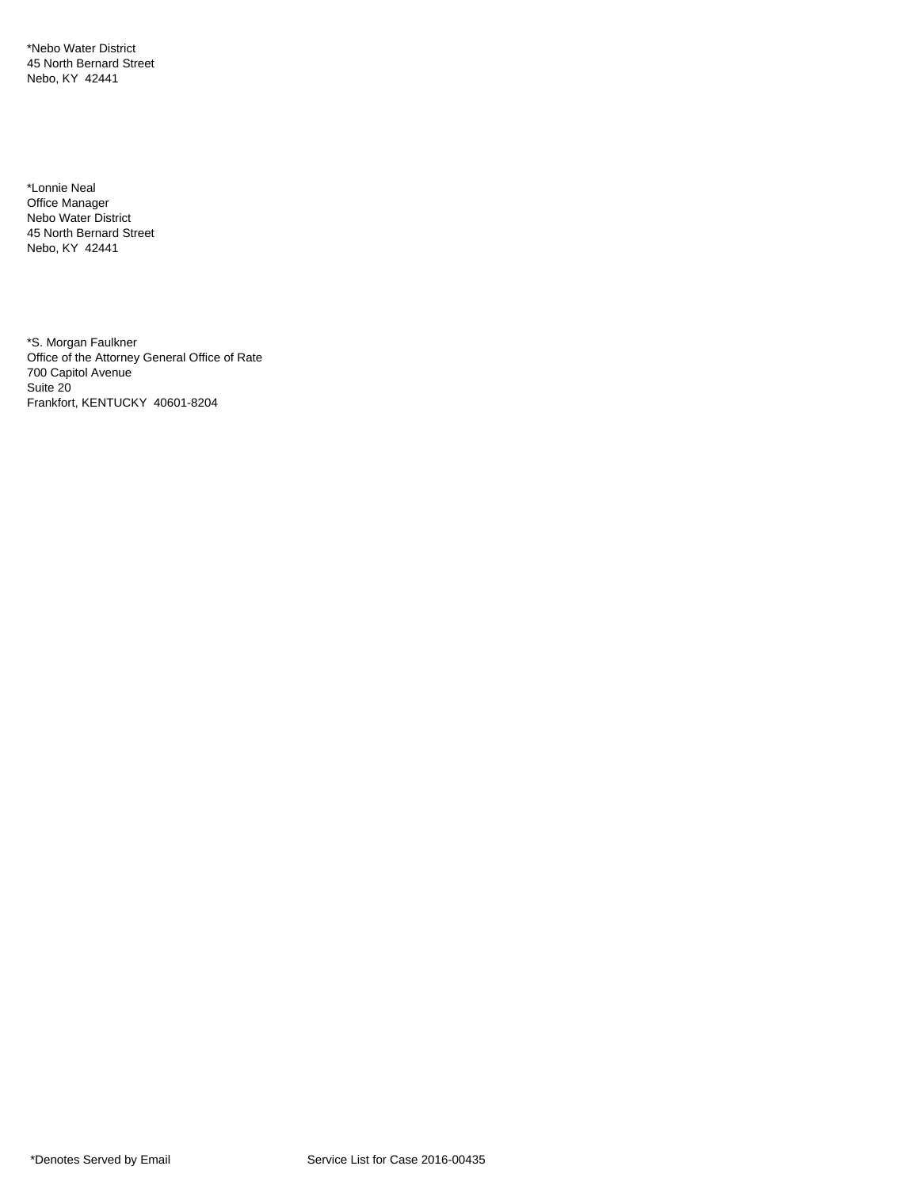*Nebo Water District
45 North Bernard Street
Nebo, KY  42441

*Lonnie Neal
Office Manager
Nebo Water District
45 North Bernard Street
Nebo, KY  42441

*S. Morgan Faulkner
Office of the Attorney General Office of Rate
700 Capitol Avenue
Suite 20
Frankfort, KENTUCKY  40601-8204

*Denotes Served by Email

Service List for Case 2016-00435